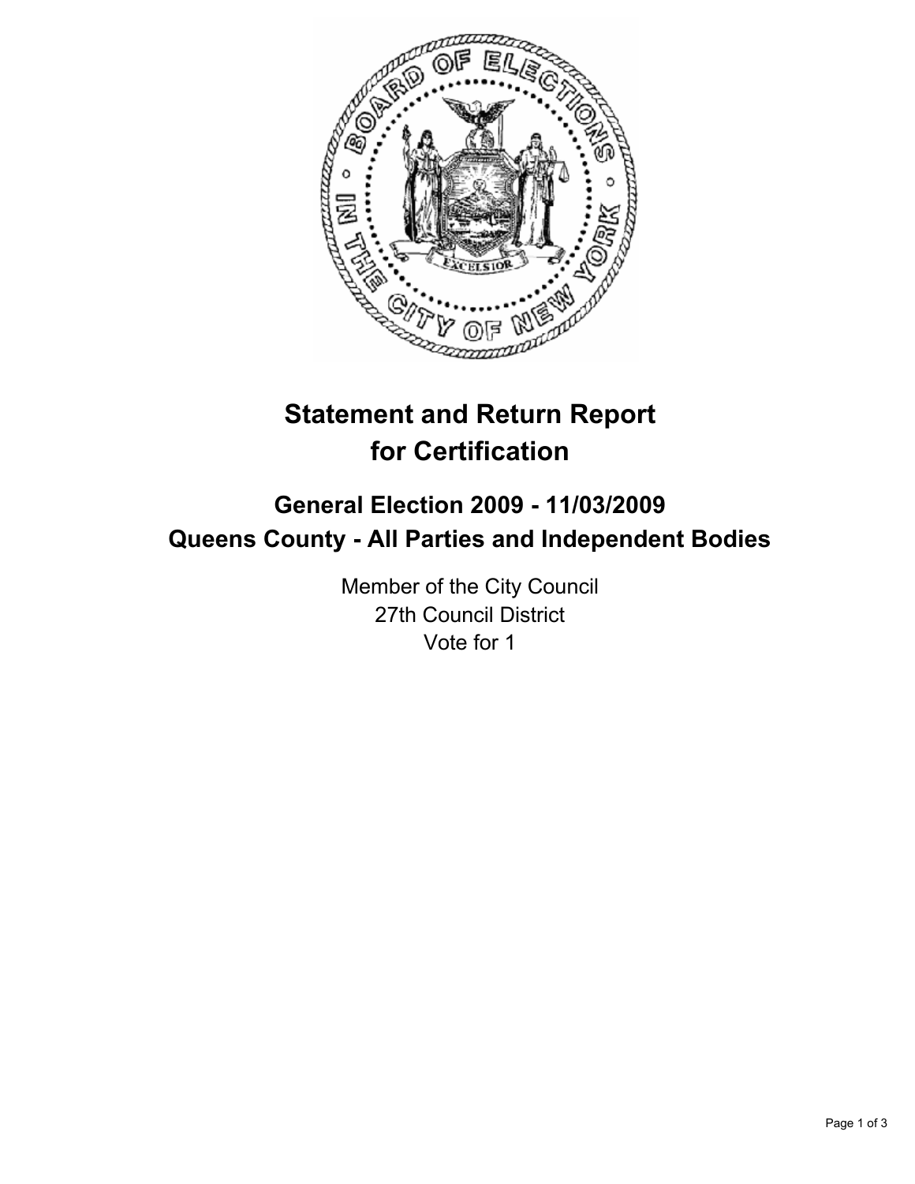# Statement and Return Report for Certification

## General Election 2009 - 11/03/2009
## Queens County - All Parties and Independent Bodies

Member of the City Council
27th Council District
Vote for 1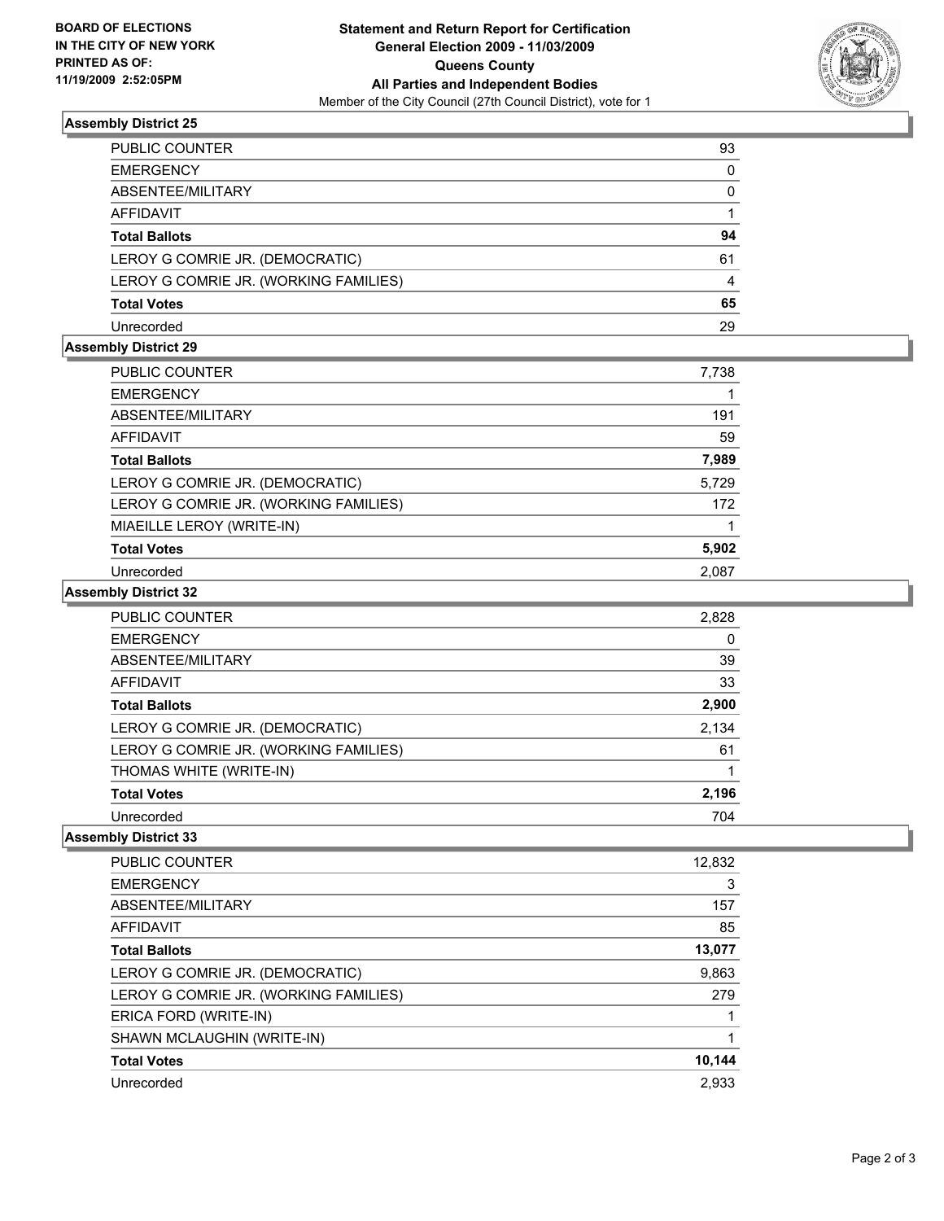BOARD OF ELECTIONS
IN THE CITY OF NEW YORK
PRINTED AS OF:
11/19/2009 2:52:05PM

# Statement and Return Report for Certification
## General Election 2009 - 11/03/2009
## Queens County
## All Parties and Independent Bodies

Member of the City Council (27th Council District), vote for 1

### Assembly District 25

| | |
|---|---|
| PUBLIC COUNTER | 93 |
| EMERGENCY | 0 |
| ABSENTEE/MILITARY | 0 |
| AFFIDAVIT | 1 |
| **Total Ballots** | **94** |
| LEROY G COMRIE JR. (DEMOCRATIC) | 61 |
| LEROY G COMRIE JR. (WORKING FAMILIES) | 4 |
| **Total Votes** | **65** |
| Unrecorded | 29 |

### Assembly District 29

| | |
|---|---|
| PUBLIC COUNTER | 7,738 |
| EMERGENCY | 1 |
| ABSENTEE/MILITARY | 191 |
| AFFIDAVIT | 59 |
| **Total Ballots** | **7,989** |
| LEROY G COMRIE JR. (DEMOCRATIC) | 5,729 |
| LEROY G COMRIE JR. (WORKING FAMILIES) | 172 |
| MIAEILLE LEROY (WRITE-IN) | 1 |
| **Total Votes** | **5,902** |
| Unrecorded | 2,087 |

### Assembly District 32

| | |
|---|---|
| PUBLIC COUNTER | 2,828 |
| EMERGENCY | 0 |
| ABSENTEE/MILITARY | 39 |
| AFFIDAVIT | 33 |
| **Total Ballots** | **2,900** |
| LEROY G COMRIE JR. (DEMOCRATIC) | 2,134 |
| LEROY G COMRIE JR. (WORKING FAMILIES) | 61 |
| THOMAS WHITE (WRITE-IN) | 1 |
| **Total Votes** | **2,196** |
| Unrecorded | 704 |

### Assembly District 33

| | |
|---|---|
| PUBLIC COUNTER | 12,832 |
| EMERGENCY | 3 |
| ABSENTEE/MILITARY | 157 |
| AFFIDAVIT | 85 |
| **Total Ballots** | **13,077** |
| LEROY G COMRIE JR. (DEMOCRATIC) | 9,863 |
| LEROY G COMRIE JR. (WORKING FAMILIES) | 279 |
| ERICA FORD (WRITE-IN) | 1 |
| SHAWN MCLAUGHIN (WRITE-IN) | 1 |
| **Total Votes** | **10,144** |
| Unrecorded | 2,933 |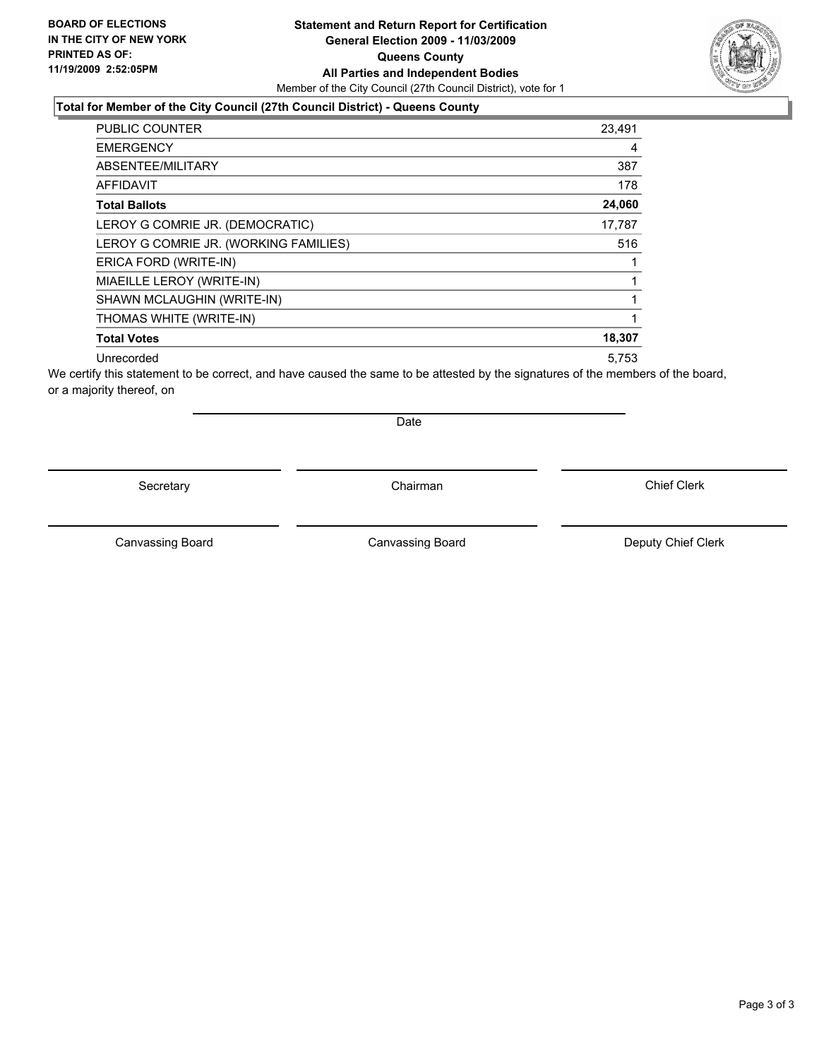**BOARD OF ELECTIONS IN THE CITY OF NEW YORK PRINTED AS OF: 11/19/2009 2:52:05PM**

**Statement and Return Report for Certification**
**General Election 2009 - 11/03/2009**
**Queens County**
**All Parties and Independent Bodies**
Member of the City Council (27th Council District), vote for 1

### Total for Member of the City Council (27th Council District) - Queens County

| | |
|---|---|
| PUBLIC COUNTER | 23,491 |
| EMERGENCY | 4 |
| ABSENTEE/MILITARY | 387 |
| AFFIDAVIT | 178 |
| **Total Ballots** | **24,060** |
| LEROY G COMRIE JR. (DEMOCRATIC) | 17,787 |
| LEROY G COMRIE JR. (WORKING FAMILIES) | 516 |
| ERICA FORD (WRITE-IN) | 1 |
| MIAEILLE LEROY (WRITE-IN) | 1 |
| SHAWN MCLAUGHIN (WRITE-IN) | 1 |
| THOMAS WHITE (WRITE-IN) | 1 |
| **Total Votes** | **18,307** |
| Unrecorded | 5,753 |

We certify this statement to be correct, and have caused the same to be attested by the signatures of the members of the board, or a majority thereof, on

Date

Secretary

Chairman

Chief Clerk

Canvassing Board

Canvassing Board

Deputy Chief Clerk